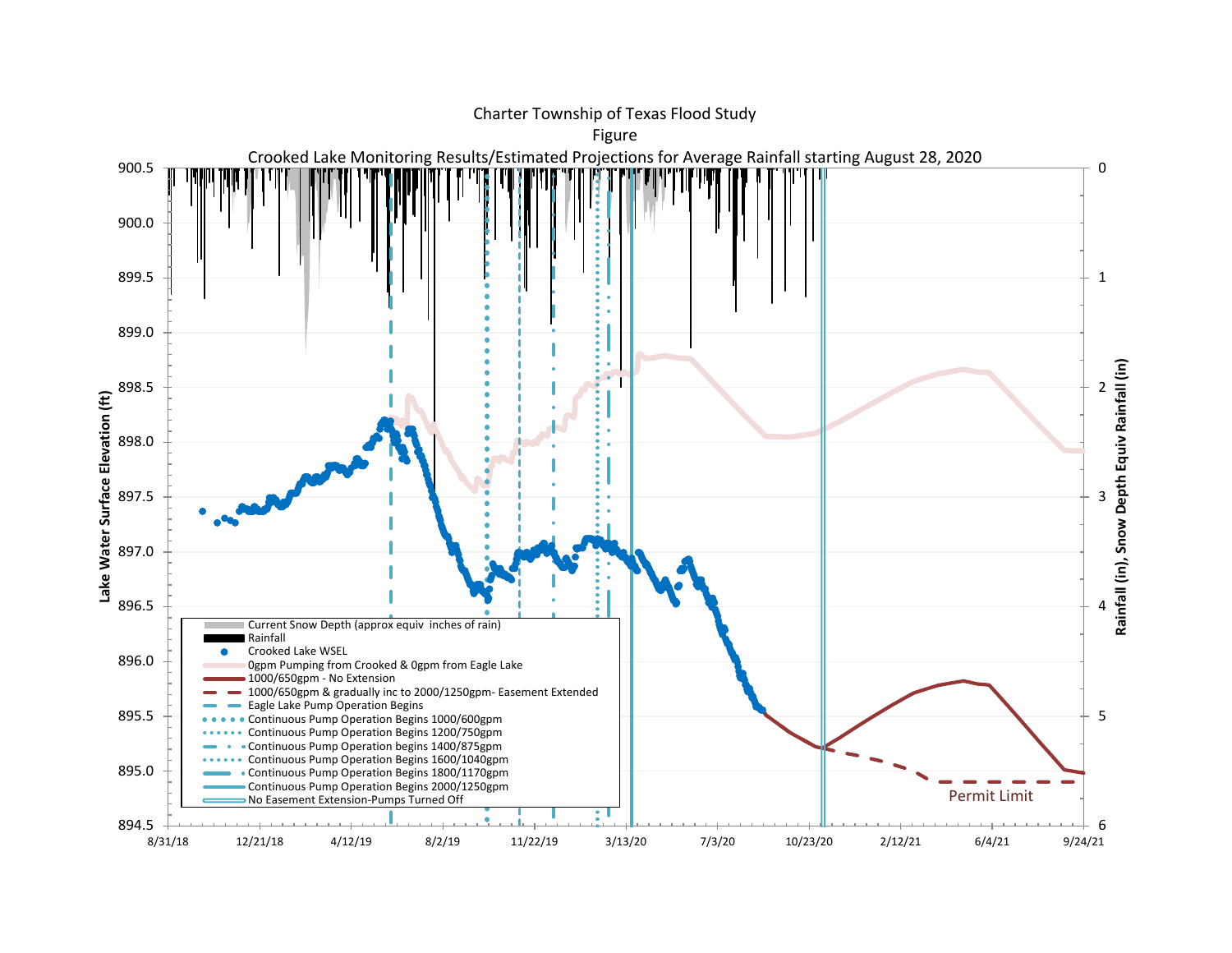Charter Township of Texas Flood Study

Figure

Crooked Lake Monitoring Results/Estimated Projections for Average Rainfall starting August 28, 2020

Lake Water Surface Elevation (ft)

Rainfall (in), Snow Depth Equiv Rainfall (in)

900.5, 900.0, 899.5, 899.0, 898.5, 898.0, 897.5, 897.0, 896.5, 896.0, 895.5, 895.0, 894.5

0, 1, 2, 3, 4, 5, 6

8/31/18, 12/21/18, 4/12/19, 8/2/19, 11/22/19, 3/13/20, 7/3/20, 10/23/20, 2/12/21, 6/4/21, 9/24/21

- Current Snow Depth (approx equiv inches of rain)
- Rainfall
- Crooked Lake WSEL
- 0gpm Pumping from Crooked & 0gpm from Eagle Lake
- 1000/650gpm - No Extension
- 1000/650gpm & gradually inc to 2000/1250gpm- Easement Extended
- Eagle Lake Pump Operation Begins
- Continuous Pump Operation Begins 1000/600gpm
- Continuous Pump Operation Begins 1200/750gpm
- Continuous Pump Operation begins 1400/875gpm
- Continuous Pump Operation Begins 1600/1040gpm
- Continuous Pump Operation Begins 1800/1170gpm
- Continuous Pump Operation Begins 2000/1250gpm
- No Easement Extension-Pumps Turned Off

Permit Limit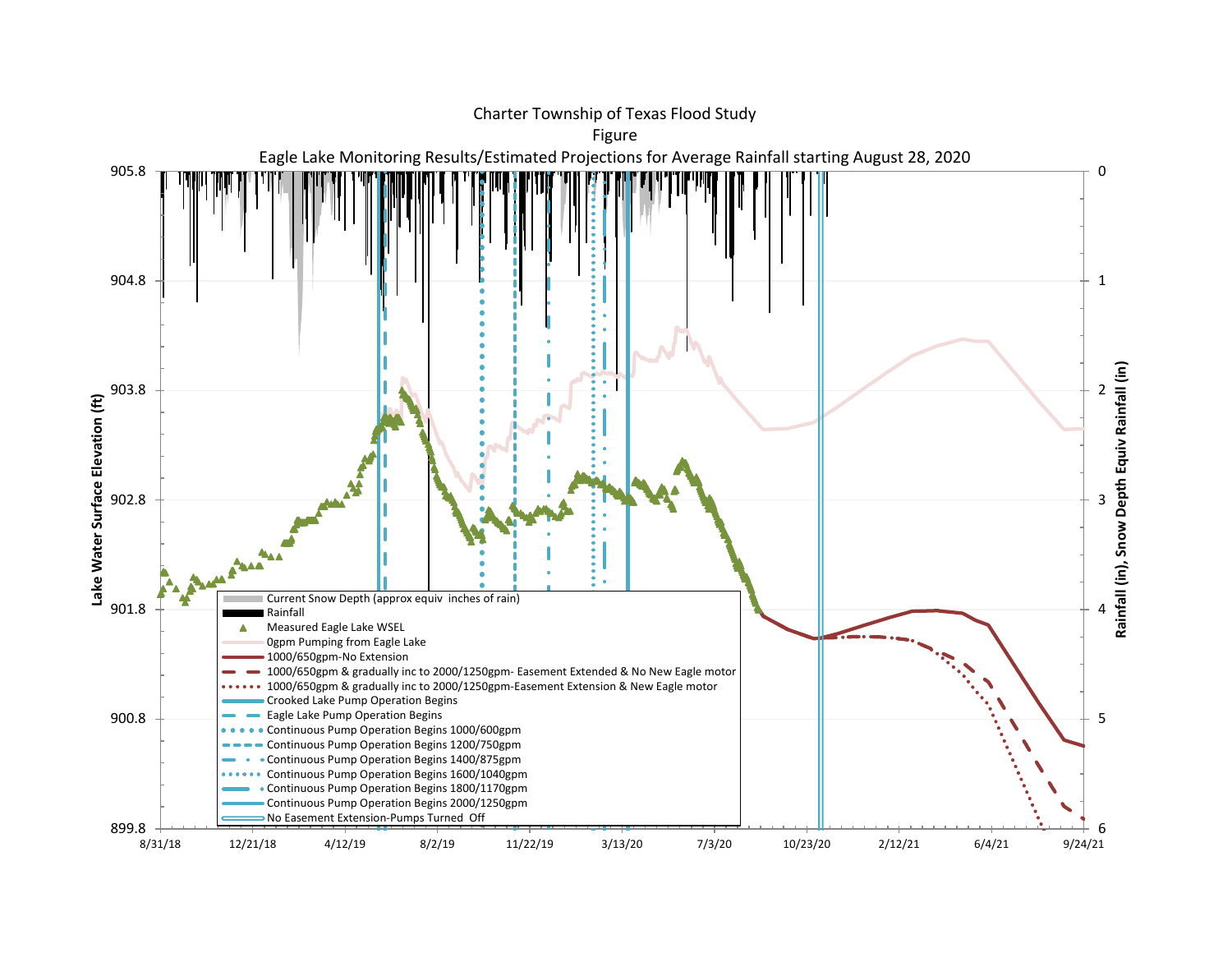Charter Township of Texas Flood Study

Figure

Eagle Lake Monitoring Results/Estimated Projections for Average Rainfall starting August 28, 2020

Lake Water Surface Elevation (ft)

Rainfall (in), Snow Depth Equiv Rainfall (in)

905.8, 904.8, 903.8, 902.8, 901.8, 900.8, 899.8

0, 1, 2, 3, 4, 5, 6

8/31/18, 12/21/18, 4/12/19, 8/2/19, 11/22/19, 3/13/20, 7/3/20, 10/23/20, 2/12/21, 6/4/21, 9/24/21

- Current Snow Depth (approx equiv inches of rain)
- Rainfall
- Measured Eagle Lake WSEL
- 0gpm Pumping from Eagle Lake
- 1000/650gpm-No Extension
- 1000/650gpm & gradually inc to 2000/1250gpm- Easement Extended & No New Eagle motor
- 1000/650gpm & gradually inc to 2000/1250gpm-Easement Extension & New Eagle motor
- Crooked Lake Pump Operation Begins
- Eagle Lake Pump Operation Begins
- Continuous Pump Operation Begins 1000/600gpm
- Continuous Pump Operation Begins 1200/750gpm
- Continuous Pump Operation Begins 1400/875gpm
- Continuous Pump Operation Begins 1600/1040gpm
- Continuous Pump Operation Begins 1800/1170gpm
- Continuous Pump Operation Begins 2000/1250gpm
- No Easement Extension-Pumps Turned Off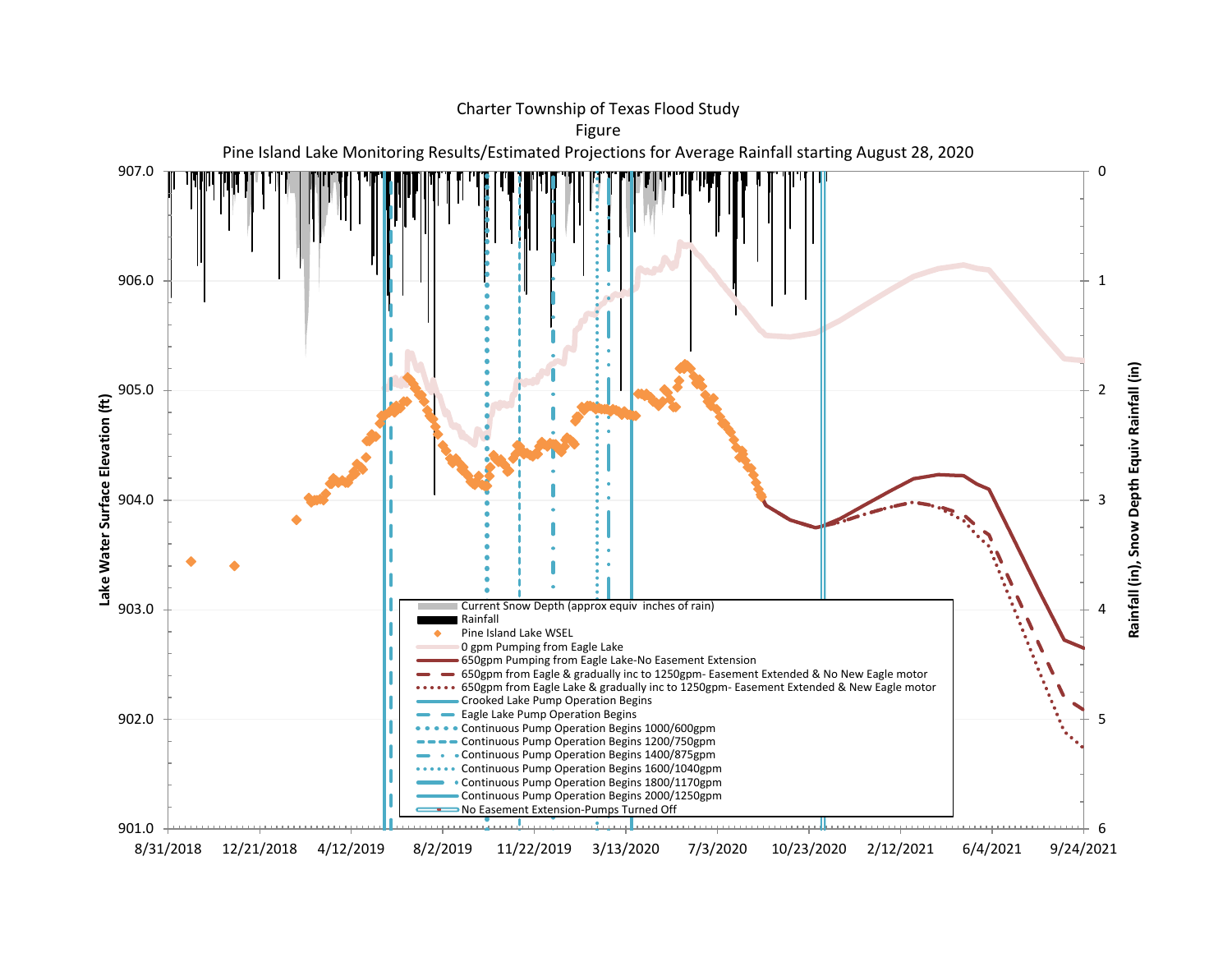Charter Township of Texas Flood Study

Figure

Pine Island Lake Monitoring Results/Estimated Projections for Average Rainfall starting August 28, 2020

Lake Water Surface Elevation (ft)

907.0
906.0
905.0
904.0
903.0
902.0
901.0

Rainfall (in), Snow Depth Equiv Rainfall (in)

0
1
2
3
4
5
6

8/31/2018
12/21/2018
4/12/2019
8/2/2019
11/22/2019
3/13/2020
7/3/2020
10/23/2020
2/12/2021
6/4/2021
9/24/2021

Current Snow Depth (approx equiv inches of rain)
Rainfall
Pine Island Lake WSEL
0 gpm Pumping from Eagle Lake
650gpm Pumping from Eagle Lake-No Easement Extension
650gpm from Eagle & gradually inc to 1250gpm- Easement Extended & No New Eagle motor
650gpm from Eagle Lake & gradually inc to 1250gpm- Easement Extended & New Eagle motor
Crooked Lake Pump Operation Begins
Eagle Lake Pump Operation Begins
Continuous Pump Operation Begins 1000/600gpm
Continuous Pump Operation Begins 1200/750gpm
Continuous Pump Operation Begins 1400/875gpm
Continuous Pump Operation Begins 1600/1040gpm
Continuous Pump Operation Begins 1800/1170gpm
Continuous Pump Operation Begins 2000/1250gpm
No Easement Extension-Pumps Turned Off